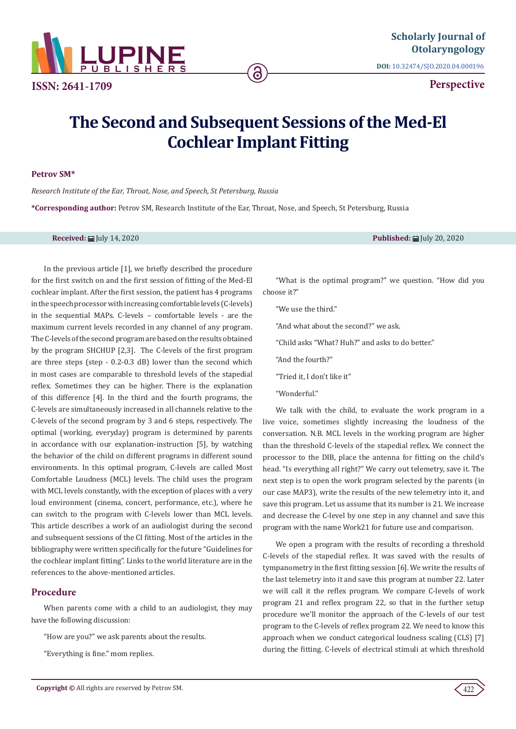**ISSN: 2641-1709**

**Scholarly Journal of Otolaryngology**

**DOI:** 10.32474/SJO.2020.04.000196

**Perspective**

# The Second and Subsequent Sessions of the Med-El Cochlear Implant Fitting

**Petrov SM***

*Research Institute of the Ear, Throat, Nose, and Speech, St Petersburg, Russia*

**\*Corresponding author:** Petrov SM, Research Institute of the Ear, Throat, Nose, and Speech, St Petersburg, Russia

**Received:** July 14, 2020 **Published:** July 20, 2020

In the previous article [1], we briefly described the procedure for the first switch on and the first session of fitting of the Med-El cochlear implant. After the first session, the patient has 4 programs in the speech processor with increasing comfortable levels (C-levels) in the sequential MAPs. C-levels – comfortable levels - are the maximum current levels recorded in any channel of any program. The C-levels of the second program are based on the results obtained by the program SHCHUP [2,3]. The C-levels of the first program are three steps (step - 0.2-0.3 dB) lower than the second which in most cases are comparable to threshold levels of the stapedial reflex. Sometimes they can be higher. There is the explanation of this difference [4]. In the third and the fourth programs, the C-levels are simultaneously increased in all channels relative to the C-levels of the second program by 3 and 6 steps, respectively. The optimal (working, everyday) program is determined by parents in accordance with our explanation-instruction [5], by watching the behavior of the child on different programs in different sound environments. In this optimal program, C-levels are called Most Comfortable Loudness (MCL) levels. The child uses the program with MCL levels constantly, with the exception of places with a very loud environment (cinema, concert, performance, etc.), where he can switch to the program with C-levels lower than MCL levels. This article describes a work of an audiologist during the second and subsequent sessions of the CI fitting. Most of the articles in the bibliography were written specifically for the future "Guidelines for the cochlear implant fitting". Links to the world literature are in the references to the above-mentioned articles.

## Procedure

When parents come with a child to an audiologist, they may have the following discussion:

"How are you?" we ask parents about the results.

"Everything is fine." mom replies.

"What is the optimal program?" we question. "How did you choose it?"

"We use the third."

"And what about the second?" we ask.

"Child asks "What? Huh?" and asks to do better."

"And the fourth?"

"Tried it, I don't like it"

"Wonderful."

We talk with the child, to evaluate the work program in a live voice, sometimes slightly increasing the loudness of the conversation. N.B. MCL levels in the working program are higher than the threshold C-levels of the stapedial reflex. We connect the processor to the DIB, place the antenna for fitting on the child's head. "Is everything all right?" We carry out telemetry, save it. The next step is to open the work program selected by the parents (in our case MAP3), write the results of the new telemetry into it, and save this program. Let us assume that its number is 21. We increase and decrease the C-level by one step in any channel and save this program with the name Work21 for future use and comparison.

We open a program with the results of recording a threshold C-levels of the stapedial reflex. It was saved with the results of tympanometry in the first fitting session [6]. We write the results of the last telemetry into it and save this program at number 22. Later we will call it the reflex program. We compare C-levels of work program 21 and reflex program 22, so that in the further setup procedure we'll monitor the approach of the C-levels of our test program to the C-levels of reflex program 22. We need to know this approach when we conduct categorical loudness scaling (CLS) [7] during the fitting. C-levels of electrical stimuli at which threshold

**Copyright ©** All rights are reserved by Petrov SM.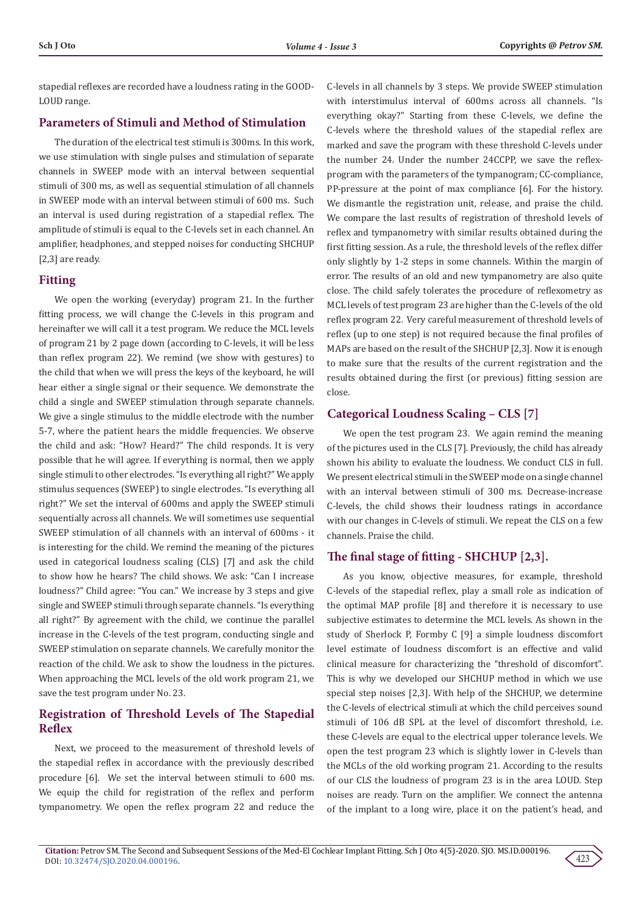stapedial reflexes are recorded have a loudness rating in the GOOD-LOUD range.

## Parameters of Stimuli and Method of Stimulation

The duration of the electrical test stimuli is 300ms. In this work, we use stimulation with single pulses and stimulation of separate channels in SWEEP mode with an interval between sequential stimuli of 300 ms, as well as sequential stimulation of all channels in SWEEP mode with an interval between stimuli of 600 ms. Such an interval is used during registration of a stapedial reflex. The amplitude of stimuli is equal to the C-levels set in each channel. An amplifier, headphones, and stepped noises for conducting SHCHUP [2,3] are ready.

## Fitting

We open the working (everyday) program 21. In the further fitting process, we will change the C-levels in this program and hereinafter we will call it a test program. We reduce the MCL levels of program 21 by 2 page down (according to C-levels, it will be less than reflex program 22). We remind (we show with gestures) to the child that when we will press the keys of the keyboard, he will hear either a single signal or their sequence. We demonstrate the child a single and SWEEP stimulation through separate channels. We give a single stimulus to the middle electrode with the number 5-7, where the patient hears the middle frequencies. We observe the child and ask: "How? Heard?" The child responds. It is very possible that he will agree. If everything is normal, then we apply single stimuli to other electrodes. "Is everything all right?" We apply stimulus sequences (SWEEP) to single electrodes. "Is everything all right?" We set the interval of 600ms and apply the SWEEP stimuli sequentially across all channels. We will sometimes use sequential SWEEP stimulation of all channels with an interval of 600ms - it is interesting for the child. We remind the meaning of the pictures used in categorical loudness scaling (CLS) [7] and ask the child to show how he hears? The child shows. We ask: "Can I increase loudness?" Child agree: "You can." We increase by 3 steps and give single and SWEEP stimuli through separate channels. "Is everything all right?" By agreement with the child, we continue the parallel increase in the C-levels of the test program, conducting single and SWEEP stimulation on separate channels. We carefully monitor the reaction of the child. We ask to show the loudness in the pictures. When approaching the MCL levels of the old work program 21, we save the test program under No. 23.

## Registration of Threshold Levels of The Stapedial Reflex

Next, we proceed to the measurement of threshold levels of the stapedial reflex in accordance with the previously described procedure [6]. We set the interval between stimuli to 600 ms. We equip the child for registration of the reflex and perform tympanometry. We open the reflex program 22 and reduce the C-levels in all channels by 3 steps. We provide SWEEP stimulation with interstimulus interval of 600ms across all channels. "Is everything okay?" Starting from these C-levels, we define the C-levels where the threshold values of the stapedial reflex are marked and save the program with these threshold C-levels under the number 24. Under the number 24CCPP, we save the reflex-program with the parameters of the tympanogram; CC-compliance, PP-pressure at the point of max compliance [6]. For the history. We dismantle the registration unit, release, and praise the child. We compare the last results of registration of threshold levels of reflex and tympanometry with similar results obtained during the first fitting session. As a rule, the threshold levels of the reflex differ only slightly by 1-2 steps in some channels. Within the margin of error. The results of an old and new tympanometry are also quite close. The child safely tolerates the procedure of reflexometry as MCL levels of test program 23 are higher than the C-levels of the old reflex program 22. Very careful measurement of threshold levels of reflex (up to one step) is not required because the final profiles of MAPs are based on the result of the SHCHUP [2,3]. Now it is enough to make sure that the results of the current registration and the results obtained during the first (or previous) fitting session are close.

## Categorical Loudness Scaling – CLS [7]

We open the test program 23. We again remind the meaning of the pictures used in the CLS [7]. Previously, the child has already shown his ability to evaluate the loudness. We conduct CLS in full. We present electrical stimuli in the SWEEP mode on a single channel with an interval between stimuli of 300 ms. Decrease-increase C-levels, the child shows their loudness ratings in accordance with our changes in C-levels of stimuli. We repeat the CLS on a few channels. Praise the child.

## The final stage of fitting - SHCHUP [2,3].

As you know, objective measures, for example, threshold C-levels of the stapedial reflex, play a small role as indication of the optimal MAP profile [8] and therefore it is necessary to use subjective estimates to determine the MCL levels. As shown in the study of Sherlock P, Formby C [9] a simple loudness discomfort level estimate of loudness discomfort is an effective and valid clinical measure for characterizing the "threshold of discomfort". This is why we developed our SHCHUP method in which we use special step noises [2,3]. With help of the SHCHUP, we determine the C-levels of electrical stimuli at which the child perceives sound stimuli of 106 dB SPL at the level of discomfort threshold, i.e. these C-levels are equal to the electrical upper tolerance levels. We open the test program 23 which is slightly lower in C-levels than the MCLs of the old working program 21. According to the results of our CLS the loudness of program 23 is in the area LOUD. Step noises are ready. Turn on the amplifier. We connect the antenna of the implant to a long wire, place it on the patient's head, and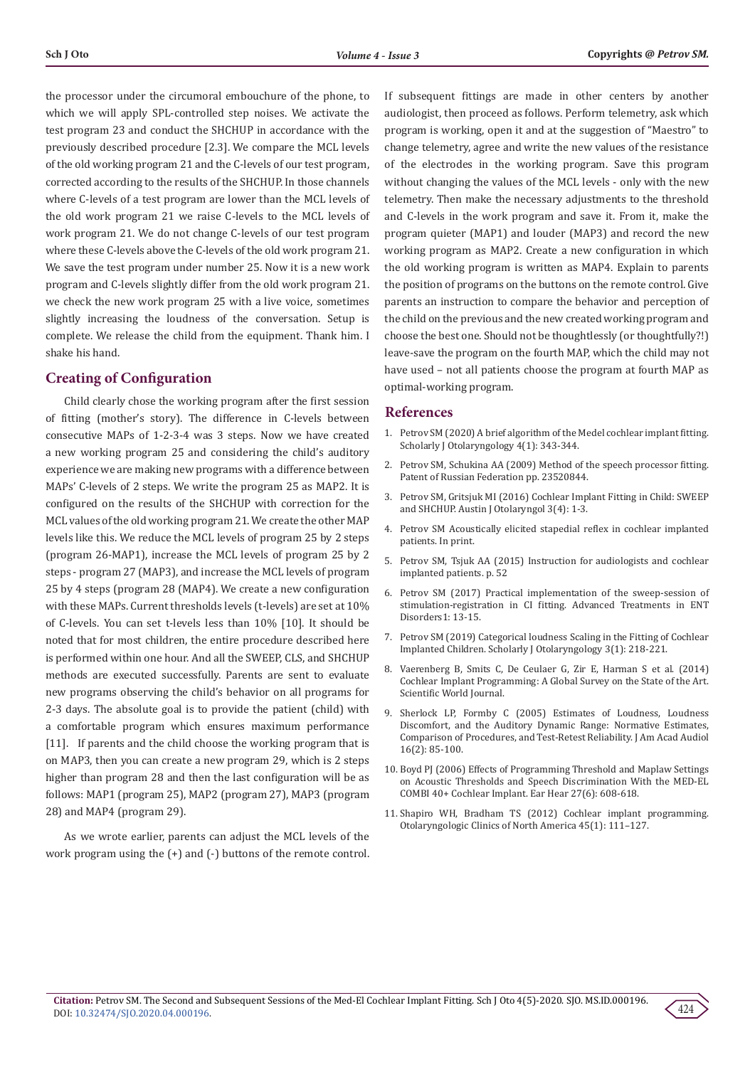the processor under the circumoral embouchure of the phone, to which we will apply SPL-controlled step noises. We activate the test program 23 and conduct the SHCHUP in accordance with the previously described procedure [2.3]. We compare the MCL levels of the old working program 21 and the C-levels of our test program, corrected according to the results of the SHCHUP. In those channels where C-levels of a test program are lower than the MCL levels of the old work program 21 we raise C-levels to the MCL levels of work program 21. We do not change C-levels of our test program where these C-levels above the C-levels of the old work program 21. We save the test program under number 25. Now it is a new work program and C-levels slightly differ from the old work program 21. we check the new work program 25 with a live voice, sometimes slightly increasing the loudness of the conversation. Setup is complete. We release the child from the equipment. Thank him. I shake his hand.

## Creating of Configuration

Child clearly chose the working program after the first session of fitting (mother's story). The difference in C-levels between consecutive MAPs of 1-2-3-4 was 3 steps. Now we have created a new working program 25 and considering the child's auditory experience we are making new programs with a difference between MAPs' C-levels of 2 steps. We write the program 25 as MAP2. It is configured on the results of the SHCHUP with correction for the MCL values of the old working program 21. We create the other MAP levels like this. We reduce the MCL levels of program 25 by 2 steps (program 26-MAP1), increase the MCL levels of program 25 by 2 steps - program 27 (MAP3), and increase the MCL levels of program 25 by 4 steps (program 28 (MAP4). We create a new configuration with these MAPs. Current thresholds levels (t-levels) are set at 10% of C-levels. You can set t-levels less than 10% [10]. It should be noted that for most children, the entire procedure described here is performed within one hour. And all the SWEEP, CLS, and SHCHUP methods are executed successfully. Parents are sent to evaluate new programs observing the child's behavior on all programs for 2-3 days. The absolute goal is to provide the patient (child) with a comfortable program which ensures maximum performance [11]. If parents and the child choose the working program that is on MAP3, then you can create a new program 29, which is 2 steps higher than program 28 and then the last configuration will be as follows: MAP1 (program 25), MAP2 (program 27), MAP3 (program 28) and MAP4 (program 29).

As we wrote earlier, parents can adjust the MCL levels of the work program using the (+) and (-) buttons of the remote control. If subsequent fittings are made in other centers by another audiologist, then proceed as follows. Perform telemetry, ask which program is working, open it and at the suggestion of "Maestro" to change telemetry, agree and write the new values of the resistance of the electrodes in the working program. Save this program without changing the values of the MCL levels - only with the new telemetry. Then make the necessary adjustments to the threshold and C-levels in the work program and save it. From it, make the program quieter (MAP1) and louder (MAP3) and record the new working program as MAP2. Create a new configuration in which the old working program is written as MAP4. Explain to parents the position of programs on the buttons on the remote control. Give parents an instruction to compare the behavior and perception of the child on the previous and the new created working program and choose the best one. Should not be thoughtlessly (or thoughtfully?!) leave-save the program on the fourth MAP, which the child may not have used – not all patients choose the program at fourth MAP as optimal-working program.

## References

1. Petrov SM (2020) A brief algorithm of the Medel cochlear implant fitting. Scholarly J Otolaryngology 4(1): 343-344.
2. Petrov SM, Schukina AA (2009) Method of the speech processor fitting. Patent of Russian Federation pp. 23520844.
3. Petrov SM, Gritsjuk MI (2016) Cochlear Implant Fitting in Child: SWEEP and SHCHUP. Austin J Otolaryngol 3(4): 1-3.
4. Petrov SM Acoustically elicited stapedial reflex in cochlear implanted patients. In print.
5. Petrov SM, Tsjuk AA (2015) Instruction for audiologists and cochlear implanted patients. p. 52
6. Petrov SM (2017) Practical implementation of the sweep-session of stimulation-registration in CI fitting. Advanced Treatments in ENT Disorders1: 13-15.
7. Petrov SM (2019) Categorical loudness Scaling in the Fitting of Cochlear Implanted Children. Scholarly J Otolaryngology 3(1): 218-221.
8. Vaerenberg B, Smits C, De Ceulaer G, Zir E, Harman S et al. (2014) Cochlear Implant Programming: A Global Survey on the State of the Art. Scientific World Journal.
9. Sherlock LP, Formby C (2005) Estimates of Loudness, Loudness Discomfort, and the Auditory Dynamic Range: Normative Estimates, Comparison of Procedures, and Test-Retest Reliability. J Am Acad Audiol 16(2): 85-100.
10. Boyd PJ (2006) Effects of Programming Threshold and Maplaw Settings on Acoustic Thresholds and Speech Discrimination With the MED-EL COMBI 40+ Cochlear Implant. Ear Hear 27(6): 608-618.
11. Shapiro WH, Bradham TS (2012) Cochlear implant programming. Otolaryngologic Clinics of North America 45(1): 111–127.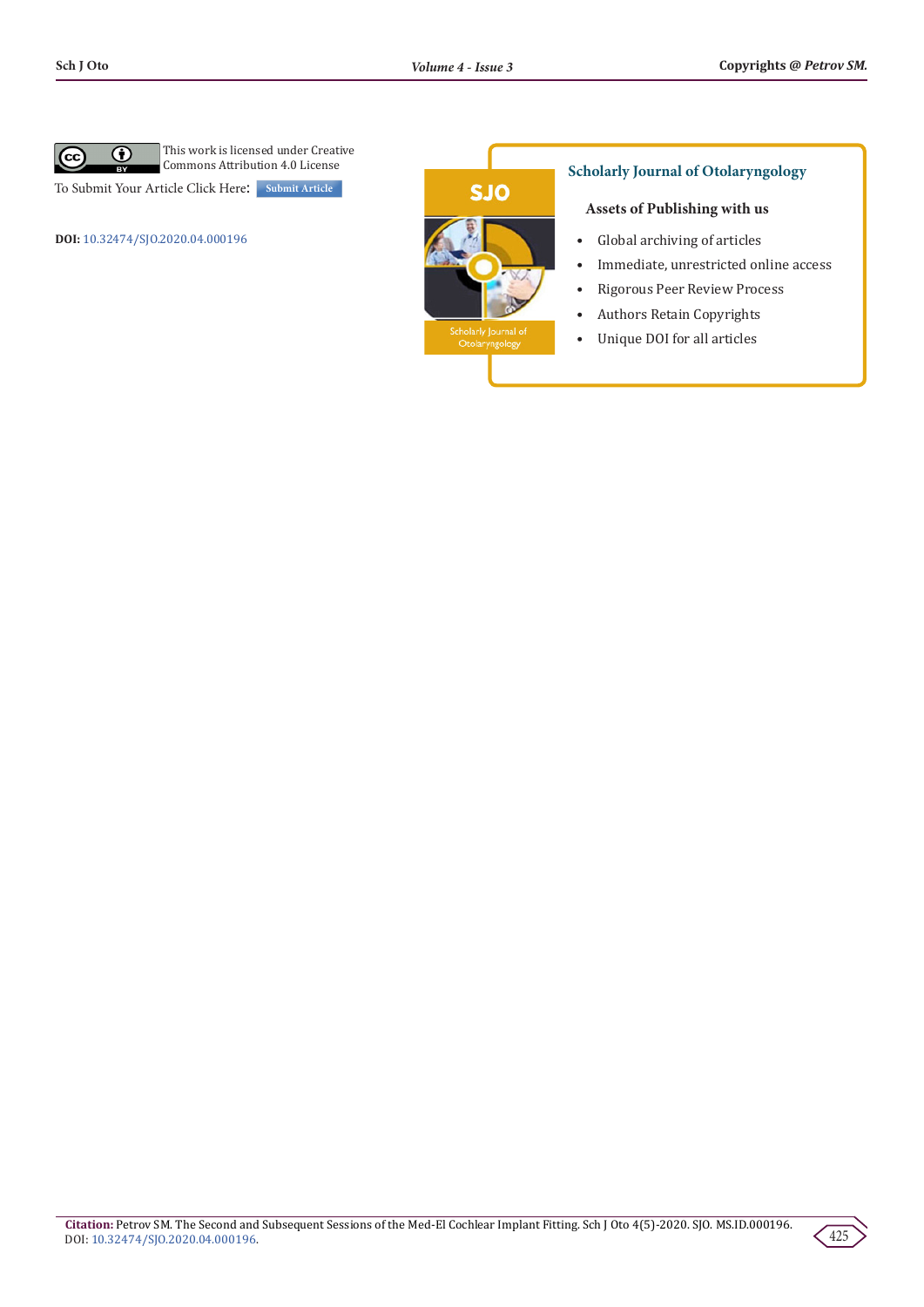This work is licensed under Creative Commons Attribution 4.0 License

To Submit Your Article Click Here: Submit Article

**DOI:** 10.32474/SJO.2020.04.000196

## Scholarly Journal of Otolaryngology

### Assets of Publishing with us

- Global archiving of articles
- Immediate, unrestricted online access
- Rigorous Peer Review Process
- Authors Retain Copyrights
- Unique DOI for all articles

**Citation:** Petrov SM. The Second and Subsequent Sessions of the Med-El Cochlear Implant Fitting. Sch J Oto 4(5)-2020. SJO. MS.ID.000196. DOI: 10.32474/SJO.2020.04.000196.